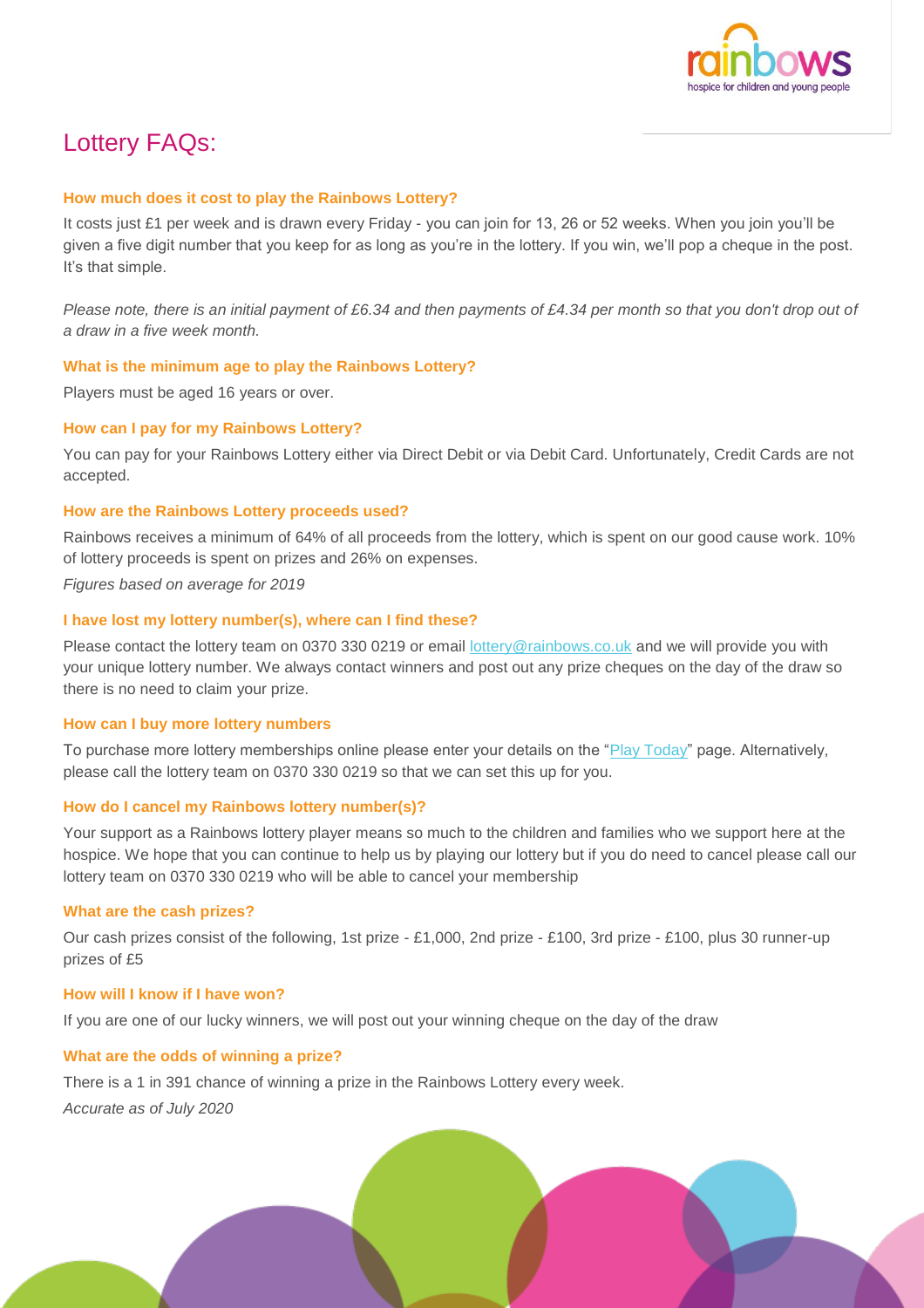# Lottery FAQs:

### How much does it cost to play the Rainbows Lottery?

It costs just £1 per week and is drawn every Friday - you can join for 13, 26 or 52 weeks. When you join you'll be given a five digit number that you keep for as long as you're in the lottery. If you win, we'll pop a cheque in the post. It's that simple.

*Please note, there is an initial payment of £6.34 and then payments of £4.34 per month so that you don't drop out of a draw in a five week month.*

### What is the minimum age to play the Rainbows Lottery?

Players must be aged 16 years or over.

### How can I pay for my Rainbows Lottery?

You can pay for your Rainbows Lottery either via Direct Debit or via Debit Card. Unfortunately, Credit Cards are not accepted.

### How are the Rainbows Lottery proceeds used?

Rainbows receives a minimum of 64% of all proceeds from the lottery, which is spent on our good cause work. 10% of lottery proceeds is spent on prizes and 26% on expenses.

*Figures based on average for 2019*

### I have lost my lottery number(s), where can I find these?

Please contact the lottery team on 0370 330 0219 or email lottery@rainbows.co.uk and we will provide you with your unique lottery number. We always contact winners and post out any prize cheques on the day of the draw so there is no need to claim your prize.

### How can I buy more lottery numbers

To purchase more lottery memberships online please enter your details on the "Play Today" page. Alternatively, please call the lottery team on 0370 330 0219 so that we can set this up for you.

### How do I cancel my Rainbows lottery number(s)?

Your support as a Rainbows lottery player means so much to the children and families who we support here at the hospice. We hope that you can continue to help us by playing our lottery but if you do need to cancel please call our lottery team on 0370 330 0219 who will be able to cancel your membership

### What are the cash prizes?

Our cash prizes consist of the following, 1st prize - £1,000, 2nd prize - £100, 3rd prize - £100, plus 30 runner-up prizes of £5

### How will I know if I have won?

If you are one of our lucky winners, we will post out your winning cheque on the day of the draw

### What are the odds of winning a prize?

There is a 1 in 391 chance of winning a prize in the Rainbows Lottery every week.

*Accurate as of July 2020*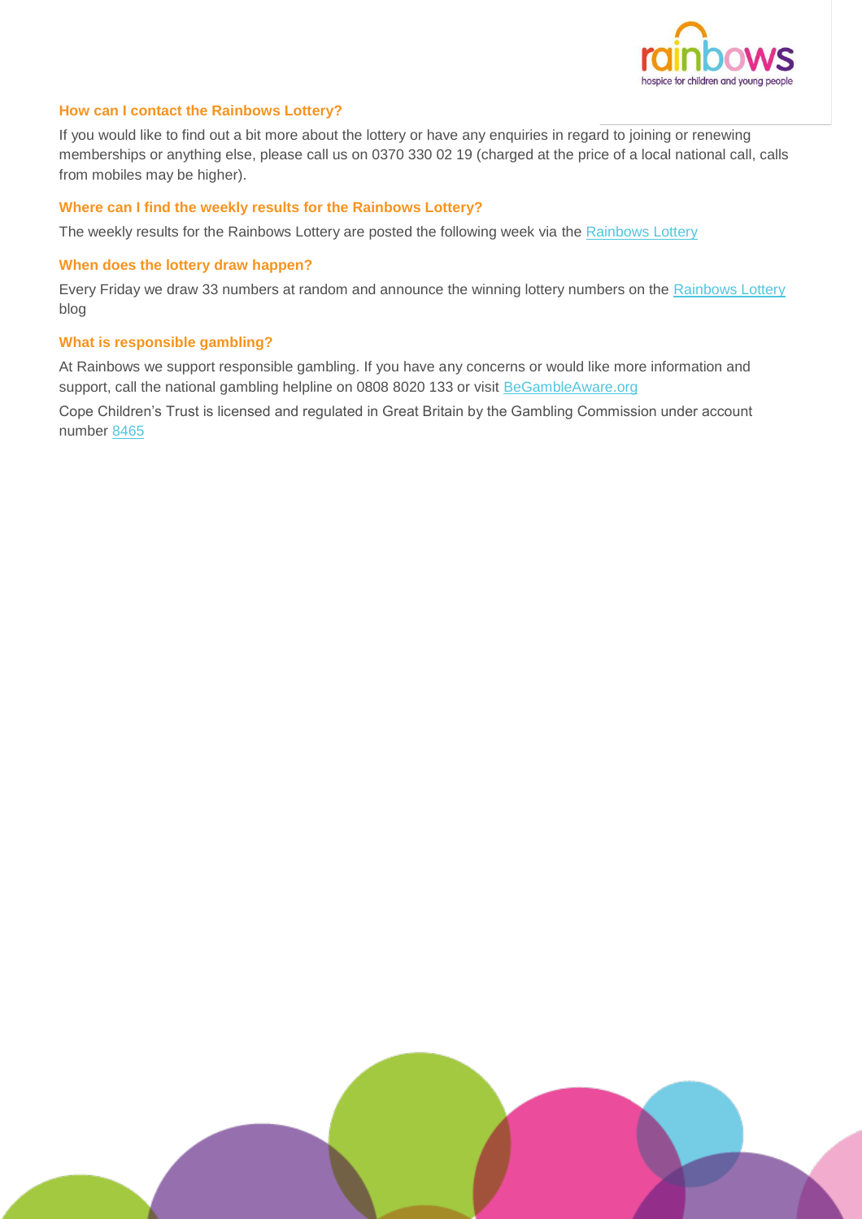### How can I contact the Rainbows Lottery?

If you would like to find out a bit more about the lottery or have any enquiries in regard to joining or renewing memberships or anything else, please call us on 0370 330 02 19 (charged at the price of a local national call, calls from mobiles may be higher).

### Where can I find the weekly results for the Rainbows Lottery?

The weekly results for the Rainbows Lottery are posted the following week via the Rainbows Lottery

### When does the lottery draw happen?

Every Friday we draw 33 numbers at random and announce the winning lottery numbers on the Rainbows Lottery blog

### What is responsible gambling?

At Rainbows we support responsible gambling. If you have any concerns or would like more information and support, call the national gambling helpline on 0808 8020 133 or visit BeGambleAware.org

Cope Children's Trust is licensed and regulated in Great Britain by the Gambling Commission under account number 8465